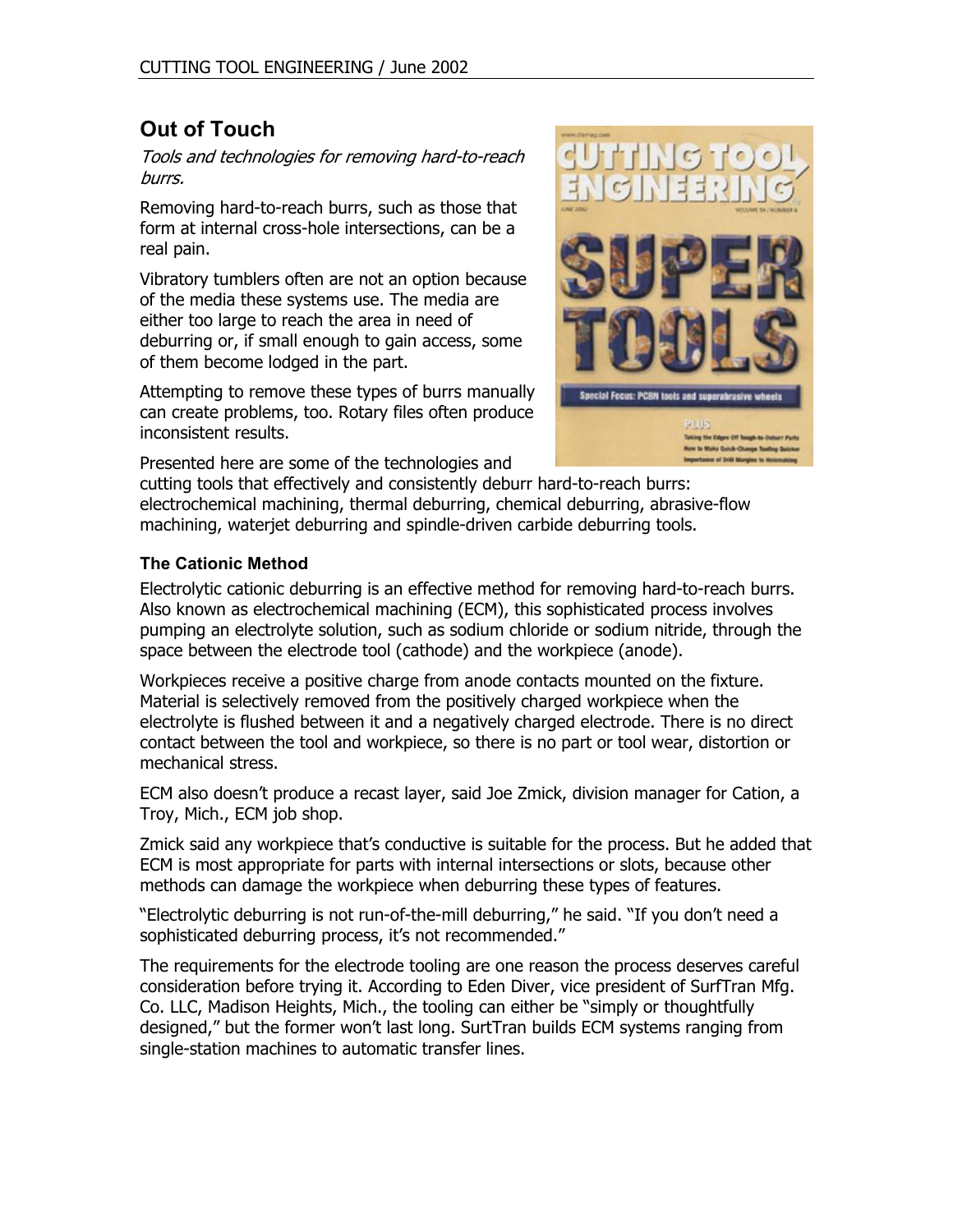# Out of Touch

*Tools and technologies for removing hard-to-reach burrs.*

Removing hard-to-reach burrs, such as those that form at internal cross-hole intersections, can be a real pain.

Vibratory tumblers often are not an option because of the media these systems use. The media are either too large to reach the area in need of deburring or, if small enough to gain access, some of them become lodged in the part.

Attempting to remove these types of burrs manually can create problems, too. Rotary files often produce inconsistent results.

Presented here are some of the technologies and cutting tools that effectively and consistently deburr hard-to-reach burrs: electrochemical machining, thermal deburring, chemical deburring, abrasive-flow machining, waterjet deburring and spindle-driven carbide deburring tools.

### The Cationic Method

Electrolytic cationic deburring is an effective method for removing hard-to-reach burrs. Also known as electrochemical machining (ECM), this sophisticated process involves pumping an electrolyte solution, such as sodium chloride or sodium nitride, through the space between the electrode tool (cathode) and the workpiece (anode).

Workpieces receive a positive charge from anode contacts mounted on the fixture. Material is selectively removed from the positively charged workpiece when the electrolyte is flushed between it and a negatively charged electrode. There is no direct contact between the tool and workpiece, so there is no part or tool wear, distortion or mechanical stress.

ECM also doesn't produce a recast layer, said Joe Zmick, division manager for Cation, a Troy, Mich., ECM job shop.

Zmick said any workpiece that's conductive is suitable for the process. But he added that ECM is most appropriate for parts with internal intersections or slots, because other methods can damage the workpiece when deburring these types of features.

"Electrolytic deburring is not run-of-the-mill deburring," he said. "If you don't need a sophisticated deburring process, it's not recommended."

The requirements for the electrode tooling are one reason the process deserves careful consideration before trying it. According to Eden Diver, vice president of SurfTran Mfg. Co. LLC, Madison Heights, Mich., the tooling can either be "simply or thoughtfully designed," but the former won't last long. SurtTran builds ECM systems ranging from single-station machines to automatic transfer lines.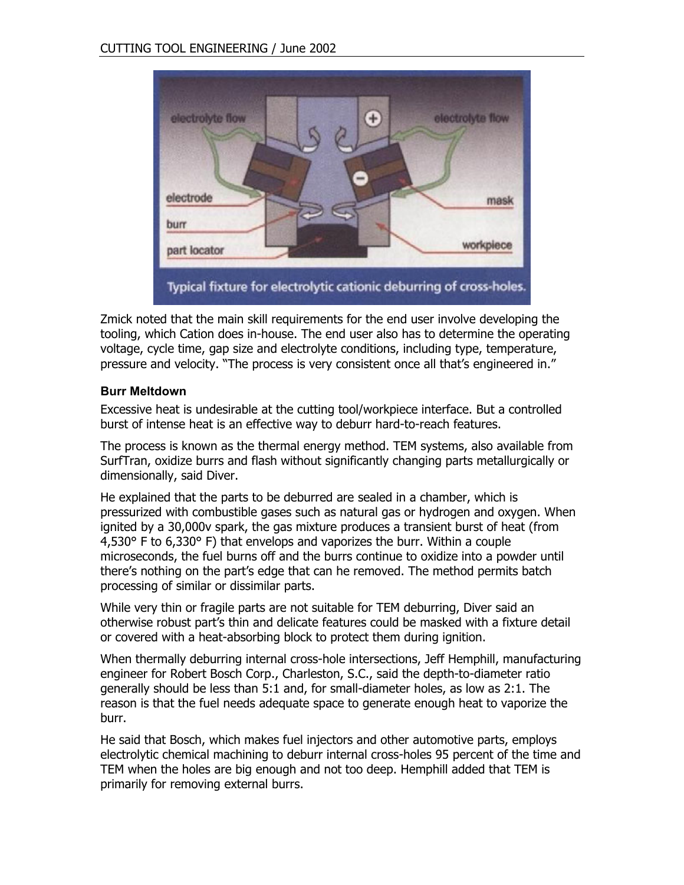Typical fixture for electrolytic cationic deburring of cross-holes.

Zmick noted that the main skill requirements for the end user involve developing the tooling, which Cation does in-house. The end user also has to determine the operating voltage, cycle time, gap size and electrolyte conditions, including type, temperature, pressure and velocity. "The process is very consistent once all that's engineered in."

### Burr Meltdown

Excessive heat is undesirable at the cutting tool/workpiece interface. But a controlled burst of intense heat is an effective way to deburr hard-to-reach features.

The process is known as the thermal energy method. TEM systems, also available from SurfTran, oxidize burrs and flash without significantly changing parts metallurgically or dimensionally, said Diver.

He explained that the parts to be deburred are sealed in a chamber, which is pressurized with combustible gases such as natural gas or hydrogen and oxygen. When ignited by a 30,000v spark, the gas mixture produces a transient burst of heat (from 4,530° F to 6,330° F) that envelops and vaporizes the burr. Within a couple microseconds, the fuel burns off and the burrs continue to oxidize into a powder until there's nothing on the part's edge that can he removed. The method permits batch processing of similar or dissimilar parts.

While very thin or fragile parts are not suitable for TEM deburring, Diver said an otherwise robust part's thin and delicate features could be masked with a fixture detail or covered with a heat-absorbing block to protect them during ignition.

When thermally deburring internal cross-hole intersections, Jeff Hemphill, manufacturing engineer for Robert Bosch Corp., Charleston, S.C., said the depth-to-diameter ratio generally should be less than 5:1 and, for small-diameter holes, as low as 2:1. The reason is that the fuel needs adequate space to generate enough heat to vaporize the burr.

He said that Bosch, which makes fuel injectors and other automotive parts, employs electrolytic chemical machining to deburr internal cross-holes 95 percent of the time and TEM when the holes are big enough and not too deep. Hemphill added that TEM is primarily for removing external burrs.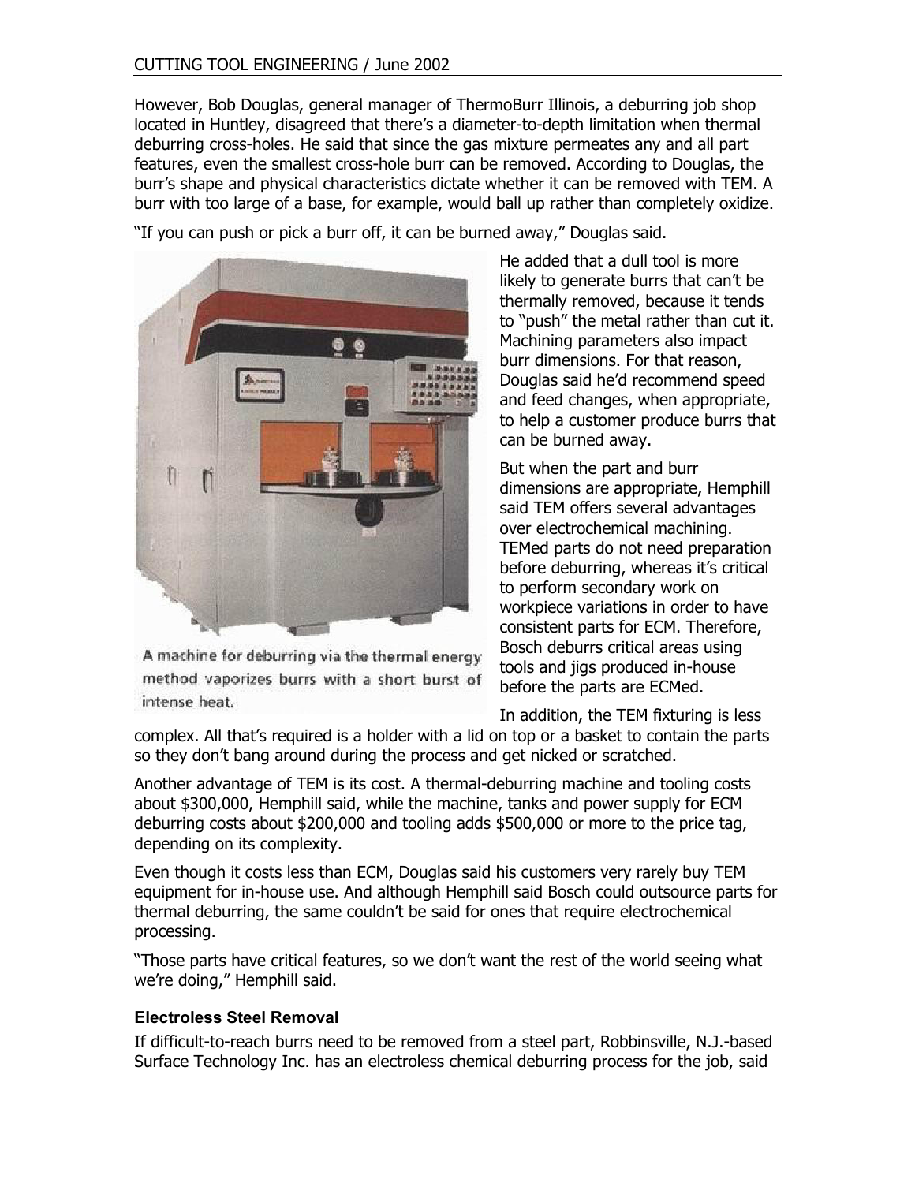However, Bob Douglas, general manager of ThermoBurr Illinois, a deburring job shop located in Huntley, disagreed that there's a diameter-to-depth limitation when thermal deburring cross-holes. He said that since the gas mixture permeates any and all part features, even the smallest cross-hole burr can be removed. According to Douglas, the burr's shape and physical characteristics dictate whether it can be removed with TEM. A burr with too large of a base, for example, would ball up rather than completely oxidize.

"If you can push or pick a burr off, it can be burned away," Douglas said.

A machine for deburring via the thermal energy method vaporizes burrs with a short burst of intense heat.

He added that a dull tool is more likely to generate burrs that can't be thermally removed, because it tends to "push" the metal rather than cut it. Machining parameters also impact burr dimensions. For that reason, Douglas said he'd recommend speed and feed changes, when appropriate, to help a customer produce burrs that can be burned away.

But when the part and burr dimensions are appropriate, Hemphill said TEM offers several advantages over electrochemical machining. TEMed parts do not need preparation before deburring, whereas it's critical to perform secondary work on workpiece variations in order to have consistent parts for ECM. Therefore, Bosch deburrs critical areas using tools and jigs produced in-house before the parts are ECMed.

In addition, the TEM fixturing is less complex. All that's required is a holder with a lid on top or a basket to contain the parts so they don't bang around during the process and get nicked or scratched.

Another advantage of TEM is its cost. A thermal-deburring machine and tooling costs about $300,000, Hemphill said, while the machine, tanks and power supply for ECM deburring costs about $200,000 and tooling adds $500,000 or more to the price tag, depending on its complexity.

Even though it costs less than ECM, Douglas said his customers very rarely buy TEM equipment for in-house use. And although Hemphill said Bosch could outsource parts for thermal deburring, the same couldn't be said for ones that require electrochemical processing.

"Those parts have critical features, so we don't want the rest of the world seeing what we're doing," Hemphill said.

### Electroless Steel Removal

If difficult-to-reach burrs need to be removed from a steel part, Robbinsville, N.J.-based Surface Technology Inc. has an electroless chemical deburring process for the job, said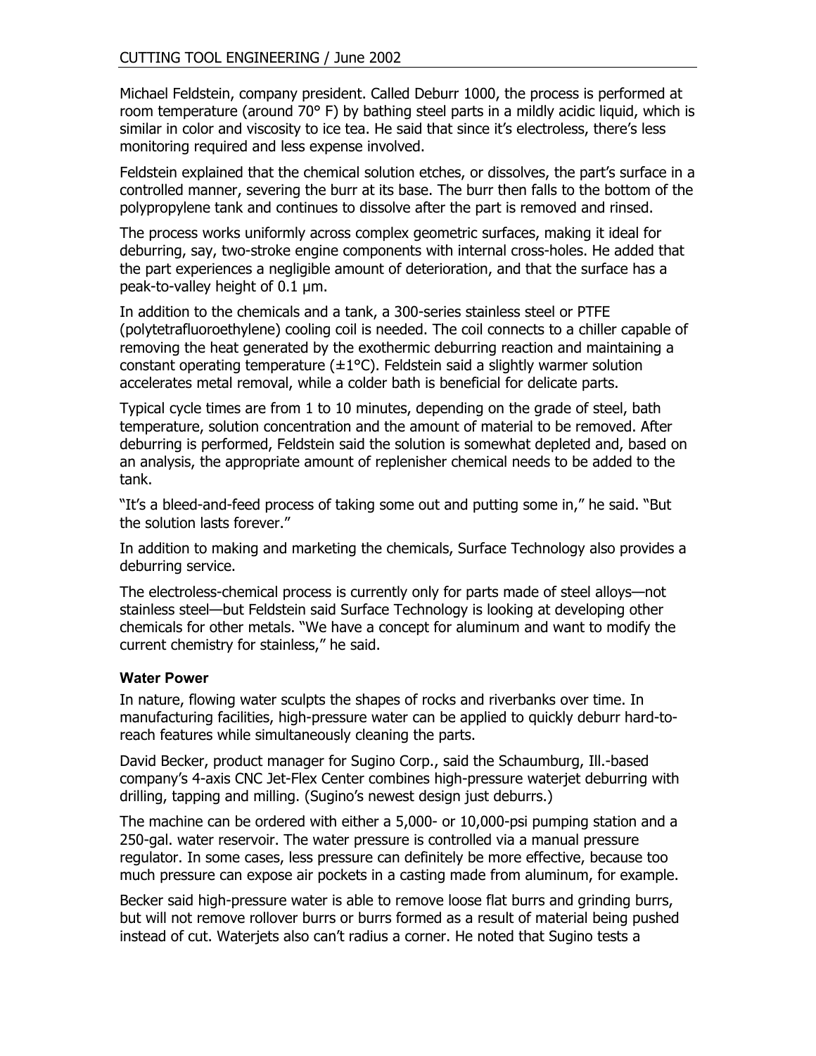Michael Feldstein, company president. Called Deburr 1000, the process is performed at room temperature (around 70° F) by bathing steel parts in a mildly acidic liquid, which is similar in color and viscosity to ice tea. He said that since it's electroless, there's less monitoring required and less expense involved.

Feldstein explained that the chemical solution etches, or dissolves, the part's surface in a controlled manner, severing the burr at its base. The burr then falls to the bottom of the polypropylene tank and continues to dissolve after the part is removed and rinsed.

The process works uniformly across complex geometric surfaces, making it ideal for deburring, say, two-stroke engine components with internal cross-holes. He added that the part experiences a negligible amount of deterioration, and that the surface has a peak-to-valley height of 0.1 µm.

In addition to the chemicals and a tank, a 300-series stainless steel or PTFE (polytetrafluoroethylene) cooling coil is needed. The coil connects to a chiller capable of removing the heat generated by the exothermic deburring reaction and maintaining a constant operating temperature (±1°C). Feldstein said a slightly warmer solution accelerates metal removal, while a colder bath is beneficial for delicate parts.

Typical cycle times are from 1 to 10 minutes, depending on the grade of steel, bath temperature, solution concentration and the amount of material to be removed. After deburring is performed, Feldstein said the solution is somewhat depleted and, based on an analysis, the appropriate amount of replenisher chemical needs to be added to the tank.

"It's a bleed-and-feed process of taking some out and putting some in," he said. "But the solution lasts forever."

In addition to making and marketing the chemicals, Surface Technology also provides a deburring service.

The electroless-chemical process is currently only for parts made of steel alloys—not stainless steel—but Feldstein said Surface Technology is looking at developing other chemicals for other metals. "We have a concept for aluminum and want to modify the current chemistry for stainless," he said.

### Water Power

In nature, flowing water sculpts the shapes of rocks and riverbanks over time. In manufacturing facilities, high-pressure water can be applied to quickly deburr hard-to-reach features while simultaneously cleaning the parts.

David Becker, product manager for Sugino Corp., said the Schaumburg, Ill.-based company's 4-axis CNC Jet-Flex Center combines high-pressure waterjet deburring with drilling, tapping and milling. (Sugino's newest design just deburrs.)

The machine can be ordered with either a 5,000- or 10,000-psi pumping station and a 250-gal. water reservoir. The water pressure is controlled via a manual pressure regulator. In some cases, less pressure can definitely be more effective, because too much pressure can expose air pockets in a casting made from aluminum, for example.

Becker said high-pressure water is able to remove loose flat burrs and grinding burrs, but will not remove rollover burrs or burrs formed as a result of material being pushed instead of cut. Waterjets also can't radius a corner. He noted that Sugino tests a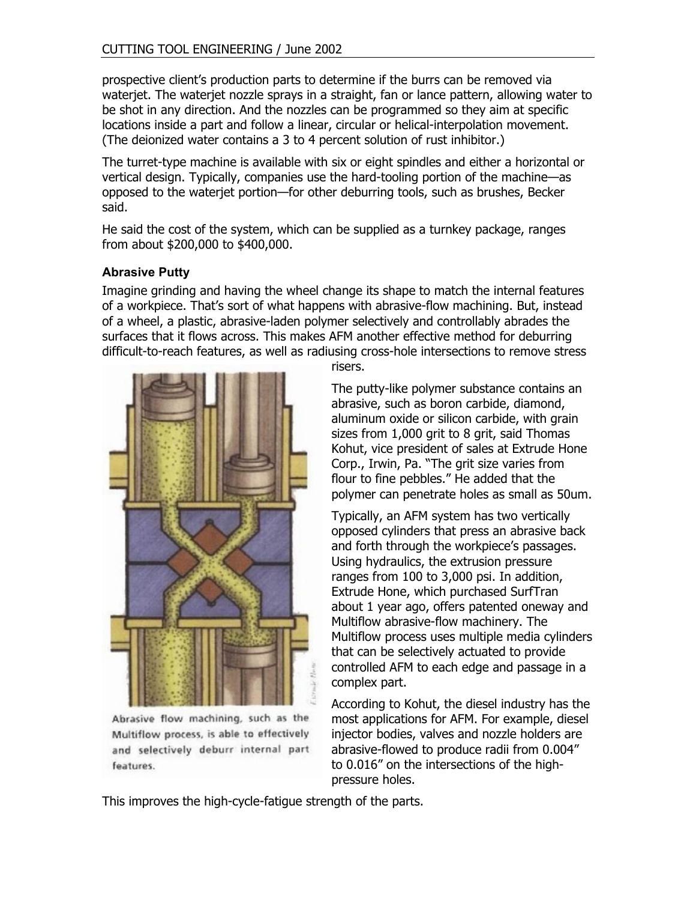prospective client's production parts to determine if the burrs can be removed via waterjet. The waterjet nozzle sprays in a straight, fan or lance pattern, allowing water to be shot in any direction. And the nozzles can be programmed so they aim at specific locations inside a part and follow a linear, circular or helical-interpolation movement. (The deionized water contains a 3 to 4 percent solution of rust inhibitor.)

The turret-type machine is available with six or eight spindles and either a horizontal or vertical design. Typically, companies use the hard-tooling portion of the machine—as opposed to the waterjet portion—for other deburring tools, such as brushes, Becker said.

He said the cost of the system, which can be supplied as a turnkey package, ranges from about $200,000 to $400,000.

**Abrasive Putty**

Imagine grinding and having the wheel change its shape to match the internal features of a workpiece. That's sort of what happens with abrasive-flow machining. But, instead of a wheel, a plastic, abrasive-laden polymer selectively and controllably abrades the surfaces that it flows across. This makes AFM another effective method for deburring difficult-to-reach features, as well as radiusing cross-hole intersections to remove stress risers.

Abrasive flow machining, such as the Multiflow process, is able to effectively and selectively deburr internal part features.

The putty-like polymer substance contains an abrasive, such as boron carbide, diamond, aluminum oxide or silicon carbide, with grain sizes from 1,000 grit to 8 grit, said Thomas Kohut, vice president of sales at Extrude Hone Corp., Irwin, Pa. "The grit size varies from flour to fine pebbles." He added that the polymer can penetrate holes as small as 50um.

Typically, an AFM system has two vertically opposed cylinders that press an abrasive back and forth through the workpiece's passages. Using hydraulics, the extrusion pressure ranges from 100 to 3,000 psi. In addition, Extrude Hone, which purchased SurfTran about 1 year ago, offers patented oneway and Multiflow abrasive-flow machinery. The Multiflow process uses multiple media cylinders that can be selectively actuated to provide controlled AFM to each edge and passage in a complex part.

According to Kohut, the diesel industry has the most applications for AFM. For example, diesel injector bodies, valves and nozzle holders are abrasive-flowed to produce radii from 0.004" to 0.016" on the intersections of the high-pressure holes.

This improves the high-cycle-fatigue strength of the parts.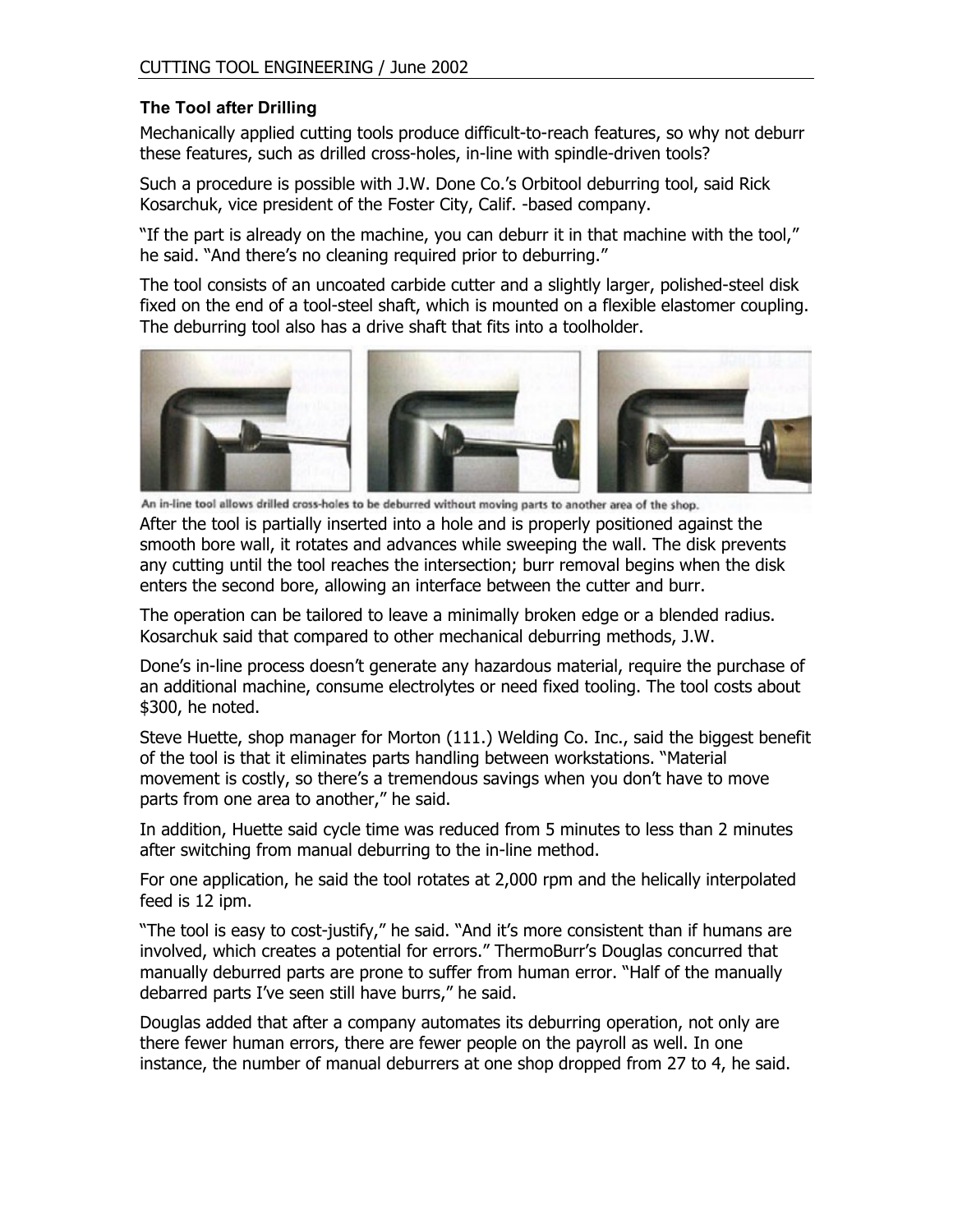### The Tool after Drilling

Mechanically applied cutting tools produce difficult-to-reach features, so why not deburr these features, such as drilled cross-holes, in-line with spindle-driven tools?

Such a procedure is possible with J.W. Done Co.'s Orbitool deburring tool, said Rick Kosarchuk, vice president of the Foster City, Calif. -based company.

"If the part is already on the machine, you can deburr it in that machine with the tool," he said. "And there's no cleaning required prior to deburring."

The tool consists of an uncoated carbide cutter and a slightly larger, polished-steel disk fixed on the end of a tool-steel shaft, which is mounted on a flexible elastomer coupling. The deburring tool also has a drive shaft that fits into a toolholder.

An in-line tool allows drilled cross-holes to be deburred without moving parts to another area of the shop.

After the tool is partially inserted into a hole and is properly positioned against the smooth bore wall, it rotates and advances while sweeping the wall. The disk prevents any cutting until the tool reaches the intersection; burr removal begins when the disk enters the second bore, allowing an interface between the cutter and burr.

The operation can be tailored to leave a minimally broken edge or a blended radius. Kosarchuk said that compared to other mechanical deburring methods, J.W.

Done's in-line process doesn't generate any hazardous material, require the purchase of an additional machine, consume electrolytes or need fixed tooling. The tool costs about $300, he noted.

Steve Huette, shop manager for Morton (111.) Welding Co. Inc., said the biggest benefit of the tool is that it eliminates parts handling between workstations. "Material movement is costly, so there's a tremendous savings when you don't have to move parts from one area to another," he said.

In addition, Huette said cycle time was reduced from 5 minutes to less than 2 minutes after switching from manual deburring to the in-line method.

For one application, he said the tool rotates at 2,000 rpm and the helically interpolated feed is 12 ipm.

"The tool is easy to cost-justify," he said. "And it's more consistent than if humans are involved, which creates a potential for errors." ThermoBurr's Douglas concurred that manually deburred parts are prone to suffer from human error. "Half of the manually debarred parts I've seen still have burrs," he said.

Douglas added that after a company automates its deburring operation, not only are there fewer human errors, there are fewer people on the payroll as well. In one instance, the number of manual deburrers at one shop dropped from 27 to 4, he said.